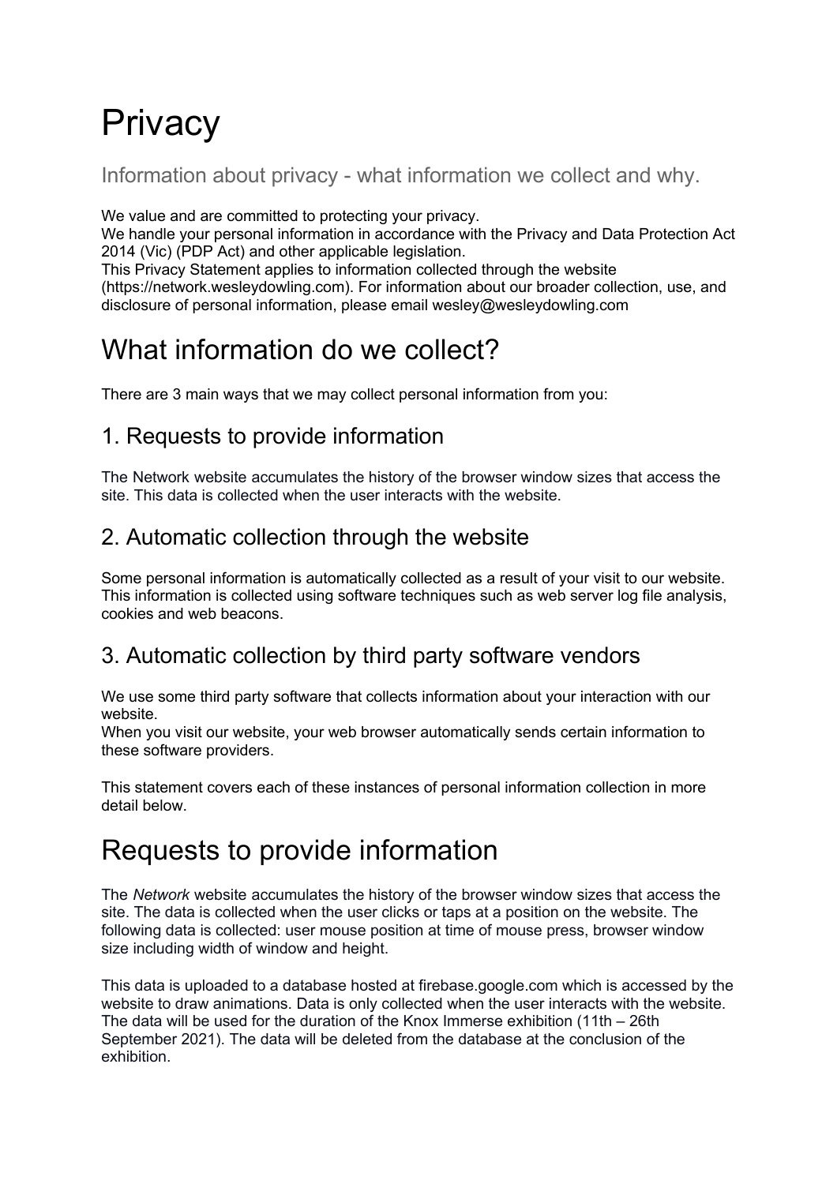# Privacy

Information about privacy - what information we collect and why.

We value and are committed to protecting your privacy.
We handle your personal information in accordance with the Privacy and Data Protection Act 2014 (Vic) (PDP Act) and other applicable legislation.
This Privacy Statement applies to information collected through the website (https://network.wesleydowling.com). For information about our broader collection, use, and disclosure of personal information, please email wesley@wesleydowling.com

# What information do we collect?

There are 3 main ways that we may collect personal information from you:

## 1. Requests to provide information

The Network website accumulates the history of the browser window sizes that access the site. This data is collected when the user interacts with the website.

## 2. Automatic collection through the website

Some personal information is automatically collected as a result of your visit to our website. This information is collected using software techniques such as web server log file analysis, cookies and web beacons.

## 3. Automatic collection by third party software vendors

We use some third party software that collects information about your interaction with our website.
When you visit our website, your web browser automatically sends certain information to these software providers.

This statement covers each of these instances of personal information collection in more detail below.

# Requests to provide information

The *Network* website accumulates the history of the browser window sizes that access the site. The data is collected when the user clicks or taps at a position on the website. The following data is collected: user mouse position at time of mouse press, browser window size including width of window and height.

This data is uploaded to a database hosted at firebase.google.com which is accessed by the website to draw animations. Data is only collected when the user interacts with the website. The data will be used for the duration of the Knox Immerse exhibition (11th – 26th September 2021). The data will be deleted from the database at the conclusion of the exhibition.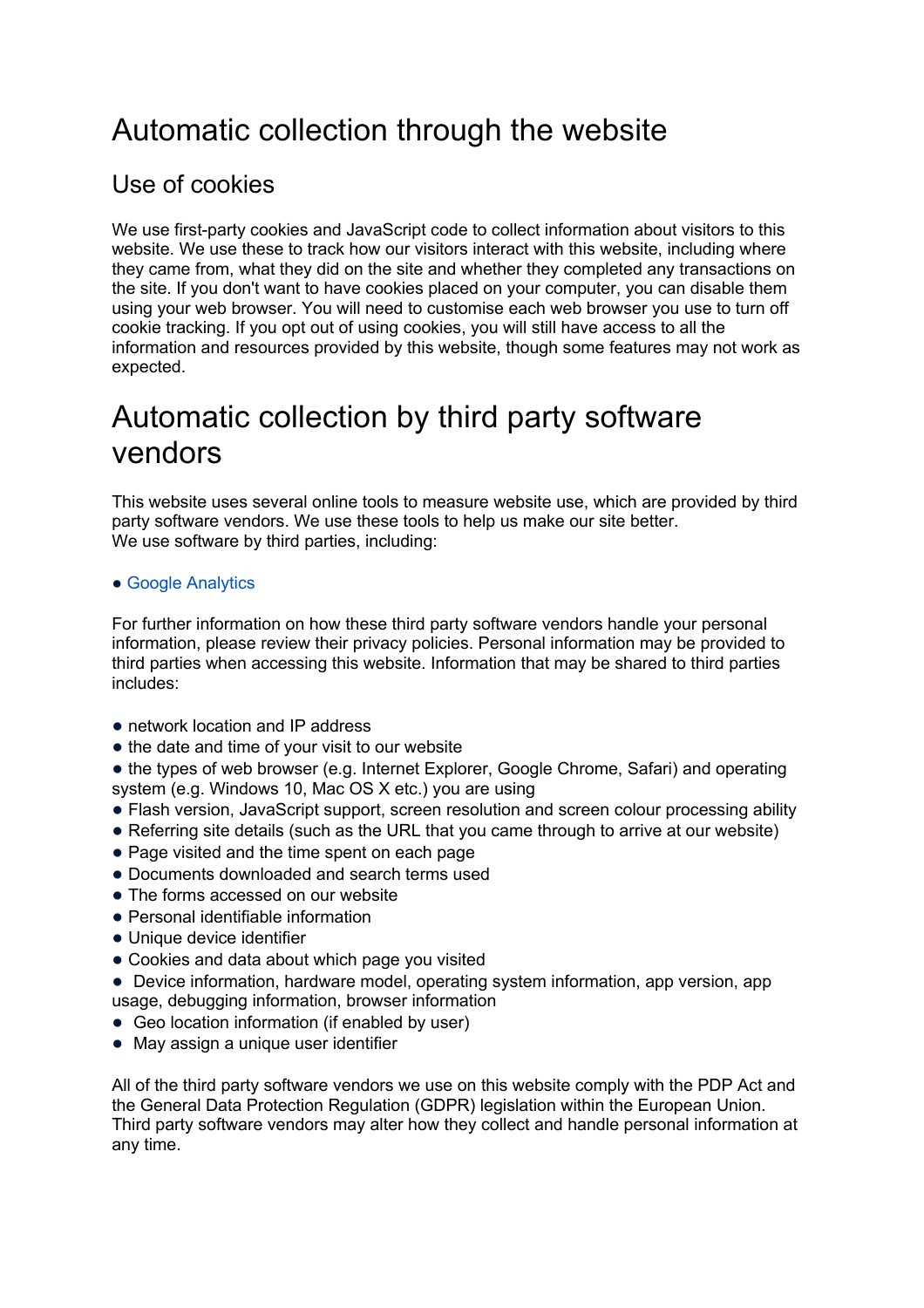# Automatic collection through the website

## Use of cookies

We use first-party cookies and JavaScript code to collect information about visitors to this website. We use these to track how our visitors interact with this website, including where they came from, what they did on the site and whether they completed any transactions on the site. If you don't want to have cookies placed on your computer, you can disable them using your web browser. You will need to customise each web browser you use to turn off cookie tracking. If you opt out of using cookies, you will still have access to all the information and resources provided by this website, though some features may not work as expected.

# Automatic collection by third party software vendors

This website uses several online tools to measure website use, which are provided by third party software vendors. We use these tools to help us make our site better.
We use software by third parties, including:

- Google Analytics

For further information on how these third party software vendors handle your personal information, please review their privacy policies. Personal information may be provided to third parties when accessing this website. Information that may be shared to third parties includes:

- network location and IP address
- the date and time of your visit to our website
- the types of web browser (e.g. Internet Explorer, Google Chrome, Safari) and operating system (e.g. Windows 10, Mac OS X etc.) you are using
- Flash version, JavaScript support, screen resolution and screen colour processing ability
- Referring site details (such as the URL that you came through to arrive at our website)
- Page visited and the time spent on each page
- Documents downloaded and search terms used
- The forms accessed on our website
- Personal identifiable information
- Unique device identifier
- Cookies and data about which page you visited
- Device information, hardware model, operating system information, app version, app usage, debugging information, browser information
- Geo location information (if enabled by user)
- May assign a unique user identifier

All of the third party software vendors we use on this website comply with the PDP Act and the General Data Protection Regulation (GDPR) legislation within the European Union. Third party software vendors may alter how they collect and handle personal information at any time.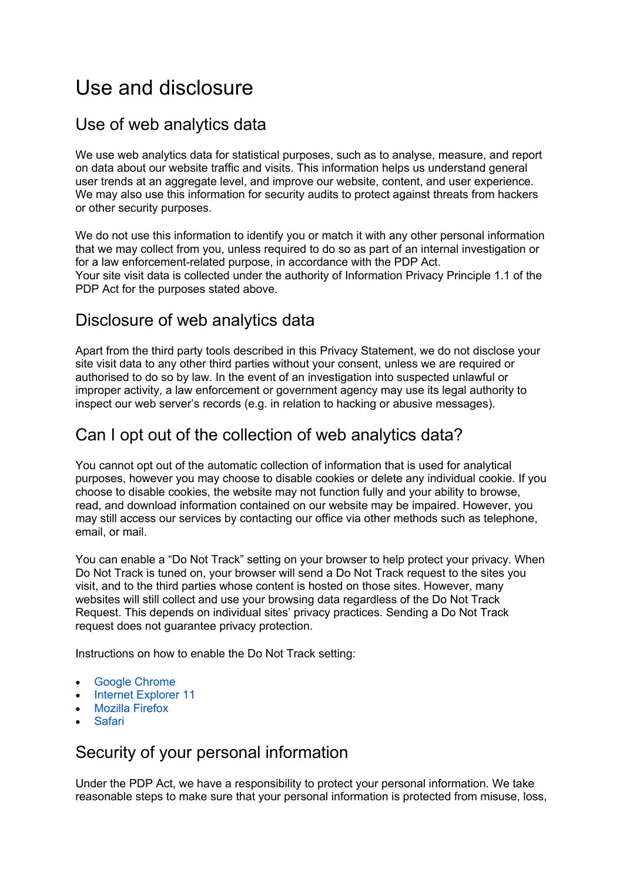# Use and disclosure

## Use of web analytics data

We use web analytics data for statistical purposes, such as to analyse, measure, and report on data about our website traffic and visits. This information helps us understand general user trends at an aggregate level, and improve our website, content, and user experience. We may also use this information for security audits to protect against threats from hackers or other security purposes.

We do not use this information to identify you or match it with any other personal information that we may collect from you, unless required to do so as part of an internal investigation or for a law enforcement-related purpose, in accordance with the PDP Act.
Your site visit data is collected under the authority of Information Privacy Principle 1.1 of the PDP Act for the purposes stated above.

## Disclosure of web analytics data

Apart from the third party tools described in this Privacy Statement, we do not disclose your site visit data to any other third parties without your consent, unless we are required or authorised to do so by law. In the event of an investigation into suspected unlawful or improper activity, a law enforcement or government agency may use its legal authority to inspect our web server's records (e.g. in relation to hacking or abusive messages).

## Can I opt out of the collection of web analytics data?

You cannot opt out of the automatic collection of information that is used for analytical purposes, however you may choose to disable cookies or delete any individual cookie. If you choose to disable cookies, the website may not function fully and your ability to browse, read, and download information contained on our website may be impaired. However, you may still access our services by contacting our office via other methods such as telephone, email, or mail.

You can enable a "Do Not Track" setting on your browser to help protect your privacy. When Do Not Track is tuned on, your browser will send a Do Not Track request to the sites you visit, and to the third parties whose content is hosted on those sites. However, many websites will still collect and use your browsing data regardless of the Do Not Track Request. This depends on individual sites' privacy practices. Sending a Do Not Track request does not guarantee privacy protection.

Instructions on how to enable the Do Not Track setting:

- Google Chrome
- Internet Explorer 11
- Mozilla Firefox
- Safari

## Security of your personal information

Under the PDP Act, we have a responsibility to protect your personal information. We take reasonable steps to make sure that your personal information is protected from misuse, loss,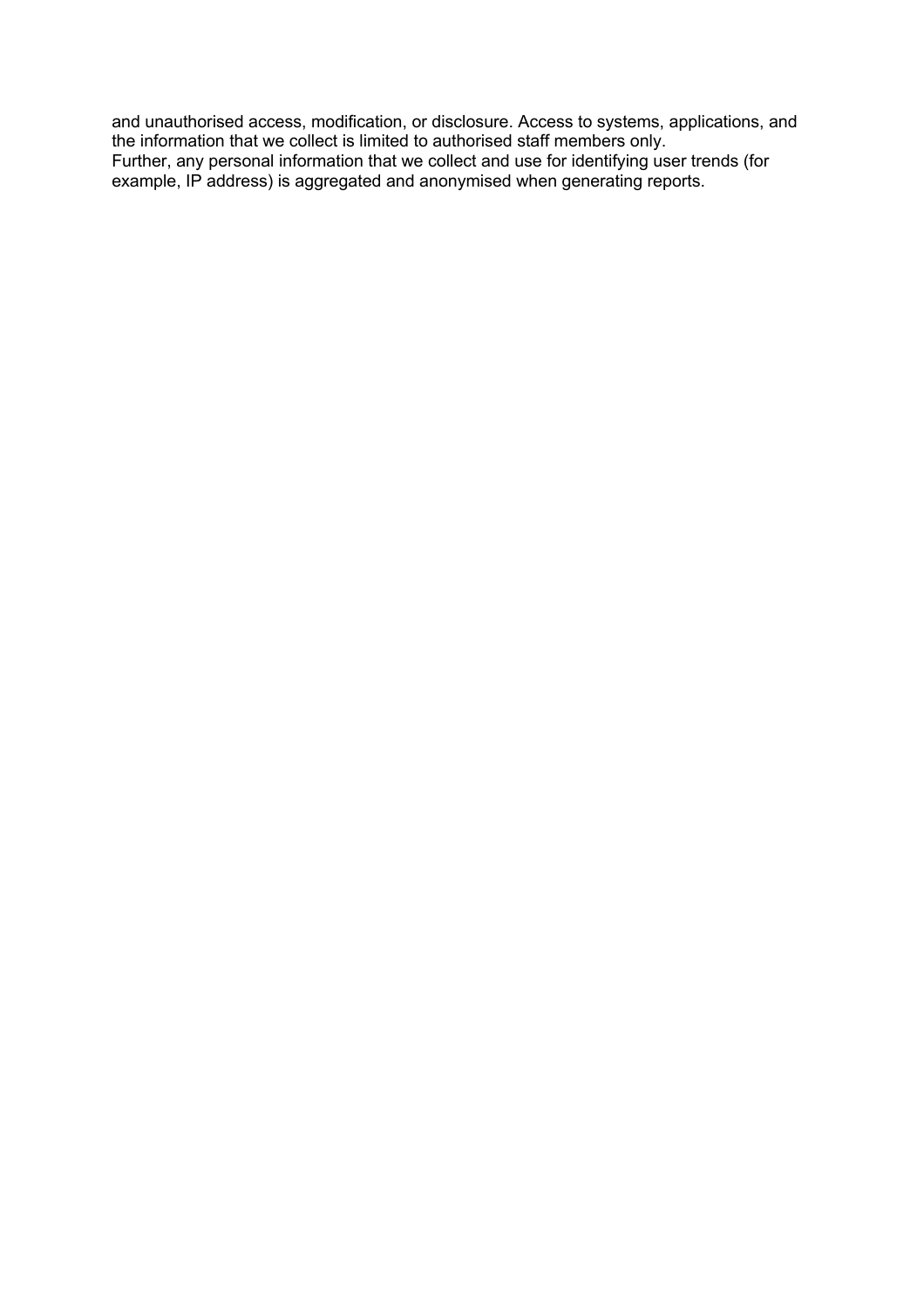and unauthorised access, modification, or disclosure. Access to systems, applications, and the information that we collect is limited to authorised staff members only.
Further, any personal information that we collect and use for identifying user trends (for example, IP address) is aggregated and anonymised when generating reports.